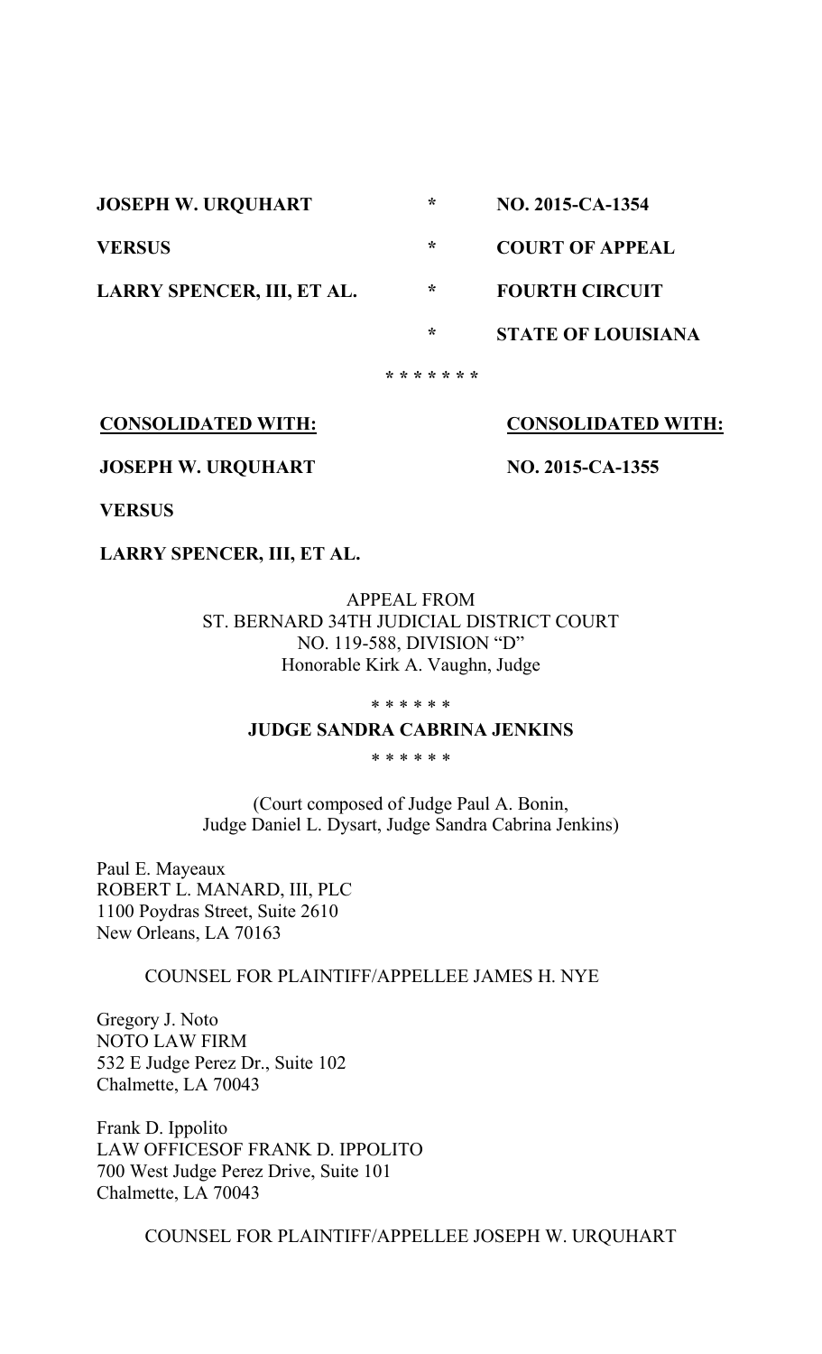| | | |
|---|---|---|
| **JOSEPH W. URQUHART** | * | **NO. 2015-CA-1354** |
| **VERSUS** | * | **COURT OF APPEAL** |
| **LARRY SPENCER, III, ET AL.** | * | **FOURTH CIRCUIT** |
| | * | **STATE OF LOUISIANA** |

* * * * * * *

**CONSOLIDATED WITH:**

**JOSEPH W. URQUHART**

**VERSUS**

**LARRY SPENCER, III, ET AL.**

**CONSOLIDATED WITH:**

**NO. 2015-CA-1355**

APPEAL FROM
ST. BERNARD 34TH JUDICIAL DISTRICT COURT
NO. 119-588, DIVISION "D"
Honorable Kirk A. Vaughn, Judge

* * * * * *

**JUDGE SANDRA CABRINA JENKINS**

* * * * * *

(Court composed of Judge Paul A. Bonin, Judge Daniel L. Dysart, Judge Sandra Cabrina Jenkins)

Paul E. Mayeaux
ROBERT L. MANARD, III, PLC
1100 Poydras Street, Suite 2610
New Orleans, LA 70163

COUNSEL FOR PLAINTIFF/APPELLEE JAMES H. NYE

Gregory J. Noto
NOTO LAW FIRM
532 E Judge Perez Dr., Suite 102
Chalmette, LA 70043

Frank D. Ippolito
LAW OFFICESOF FRANK D. IPPOLITO
700 West Judge Perez Drive, Suite 101
Chalmette, LA 70043

COUNSEL FOR PLAINTIFF/APPELLEE JOSEPH W. URQUHART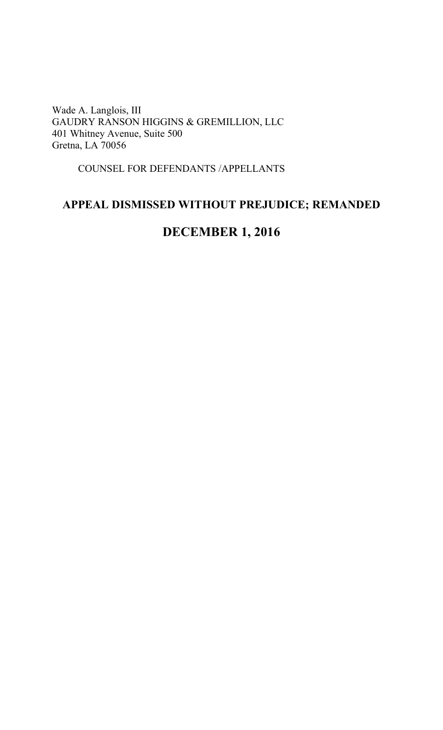Wade A. Langlois, III
GAUDRY RANSON HIGGINS & GREMILLION, LLC
401 Whitney Avenue, Suite 500
Gretna, LA 70056

COUNSEL FOR DEFENDANTS /APPELLANTS

**APPEAL DISMISSED WITHOUT PREJUDICE; REMANDED**

**DECEMBER 1, 2016**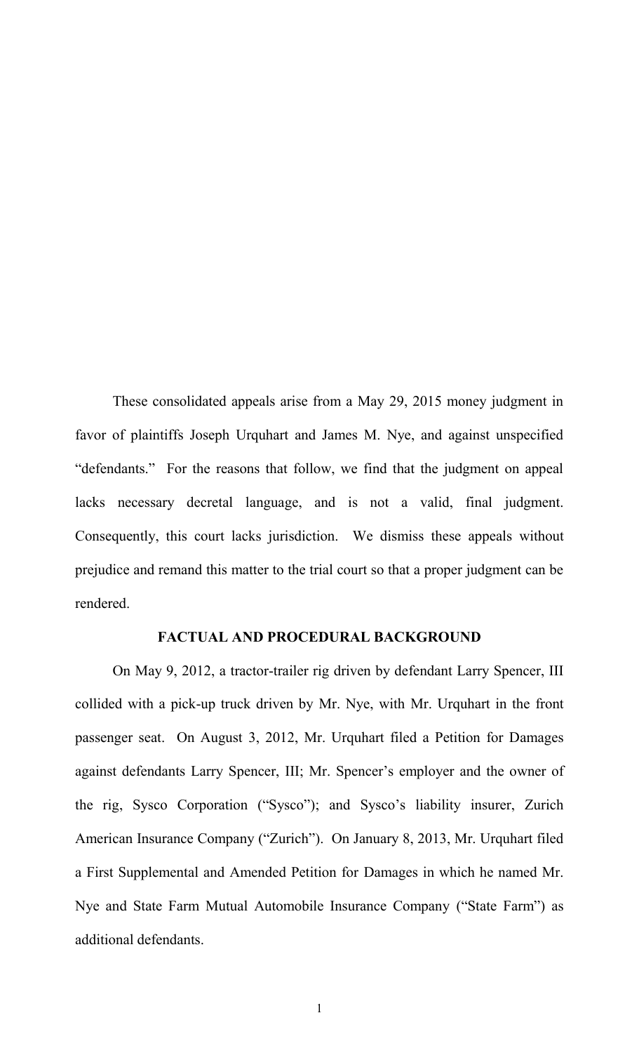These consolidated appeals arise from a May 29, 2015 money judgment in favor of plaintiffs Joseph Urquhart and James M. Nye, and against unspecified "defendants." For the reasons that follow, we find that the judgment on appeal lacks necessary decretal language, and is not a valid, final judgment. Consequently, this court lacks jurisdiction. We dismiss these appeals without prejudice and remand this matter to the trial court so that a proper judgment can be rendered.

## FACTUAL AND PROCEDURAL BACKGROUND

On May 9, 2012, a tractor-trailer rig driven by defendant Larry Spencer, III collided with a pick-up truck driven by Mr. Nye, with Mr. Urquhart in the front passenger seat. On August 3, 2012, Mr. Urquhart filed a Petition for Damages against defendants Larry Spencer, III; Mr. Spencer's employer and the owner of the rig, Sysco Corporation ("Sysco"); and Sysco's liability insurer, Zurich American Insurance Company ("Zurich"). On January 8, 2013, Mr. Urquhart filed a First Supplemental and Amended Petition for Damages in which he named Mr. Nye and State Farm Mutual Automobile Insurance Company ("State Farm") as additional defendants.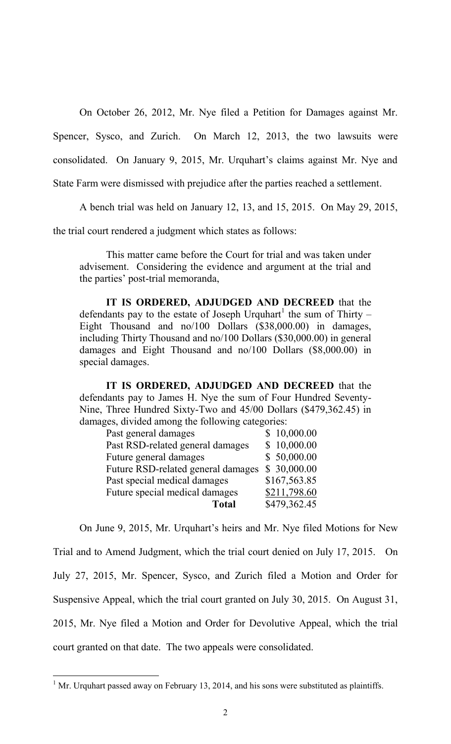On October 26, 2012, Mr. Nye filed a Petition for Damages against Mr. Spencer, Sysco, and Zurich. On March 12, 2013, the two lawsuits were consolidated. On January 9, 2015, Mr. Urquhart's claims against Mr. Nye and State Farm were dismissed with prejudice after the parties reached a settlement.

A bench trial was held on January 12, 13, and 15, 2015. On May 29, 2015, the trial court rendered a judgment which states as follows:

> This matter came before the Court for trial and was taken under advisement. Considering the evidence and argument at the trial and the parties' post-trial memoranda,
>
> **IT IS ORDERED, ADJUDGED AND DECREED** that the defendants pay to the estate of Joseph Urquhart[1] the sum of Thirty – Eight Thousand and no/100 Dollars ($38,000.00) in damages, including Thirty Thousand and no/100 Dollars ($30,000.00) in general damages and Eight Thousand and no/100 Dollars ($8,000.00) in special damages.
>
> **IT IS ORDERED, ADJUDGED AND DECREED** that the defendants pay to James H. Nye the sum of Four Hundred Seventy-Nine, Three Hundred Sixty-Two and 45/00 Dollars ($479,362.45) in damages, divided among the following categories:

| | |
|---|---|
| Past general damages | $ 10,000.00 |
| Past RSD-related general damages | $ 10,000.00 |
| Future general damages | $ 50,000.00 |
| Future RSD-related general damages | $ 30,000.00 |
| Past special medical damages | $167,563.85 |
| Future special medical damages | $211,798.60 |
| **Total** | $479,362.45 |

On June 9, 2015, Mr. Urquhart's heirs and Mr. Nye filed Motions for New Trial and to Amend Judgment, which the trial court denied on July 17, 2015. On July 27, 2015, Mr. Spencer, Sysco, and Zurich filed a Motion and Order for Suspensive Appeal, which the trial court granted on July 30, 2015. On August 31, 2015, Mr. Nye filed a Motion and Order for Devolutive Appeal, which the trial court granted on that date. The two appeals were consolidated.

---

[1] Mr. Urquhart passed away on February 13, 2014, and his sons were substituted as plaintiffs.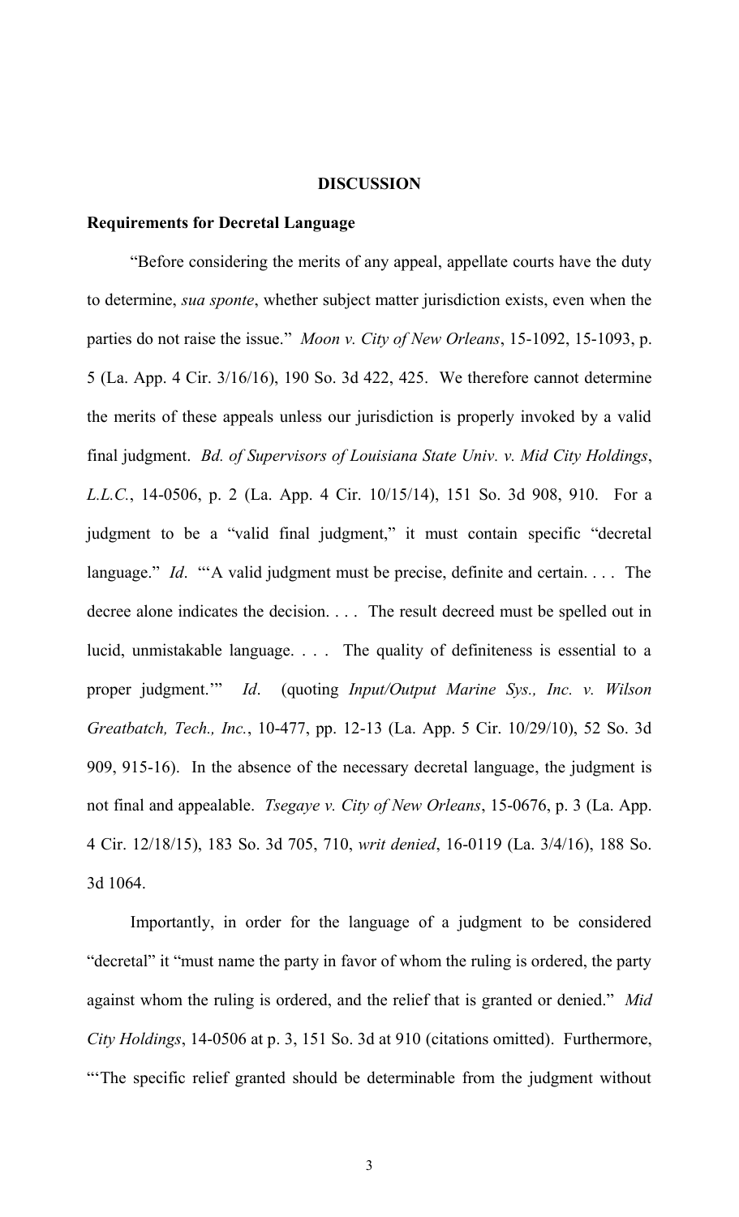## DISCUSSION

### Requirements for Decretal Language

"Before considering the merits of any appeal, appellate courts have the duty to determine, *sua sponte*, whether subject matter jurisdiction exists, even when the parties do not raise the issue." *Moon v. City of New Orleans*, 15-1092, 15-1093, p. 5 (La. App. 4 Cir. 3/16/16), 190 So. 3d 422, 425. We therefore cannot determine the merits of these appeals unless our jurisdiction is properly invoked by a valid final judgment. *Bd. of Supervisors of Louisiana State Univ. v. Mid City Holdings, L.L.C.*, 14-0506, p. 2 (La. App. 4 Cir. 10/15/14), 151 So. 3d 908, 910. For a judgment to be a "valid final judgment," it must contain specific "decretal language." *Id*. "'A valid judgment must be precise, definite and certain. . . . The decree alone indicates the decision. . . . The result decreed must be spelled out in lucid, unmistakable language. . . . The quality of definiteness is essential to a proper judgment.'" *Id*. (quoting *Input/Output Marine Sys., Inc. v. Wilson Greatbatch, Tech., Inc.*, 10-477, pp. 12-13 (La. App. 5 Cir. 10/29/10), 52 So. 3d 909, 915-16). In the absence of the necessary decretal language, the judgment is not final and appealable. *Tsegaye v. City of New Orleans*, 15-0676, p. 3 (La. App. 4 Cir. 12/18/15), 183 So. 3d 705, 710, *writ denied*, 16-0119 (La. 3/4/16), 188 So. 3d 1064.

Importantly, in order for the language of a judgment to be considered "decretal" it "must name the party in favor of whom the ruling is ordered, the party against whom the ruling is ordered, and the relief that is granted or denied." *Mid City Holdings*, 14-0506 at p. 3, 151 So. 3d at 910 (citations omitted). Furthermore, "'The specific relief granted should be determinable from the judgment without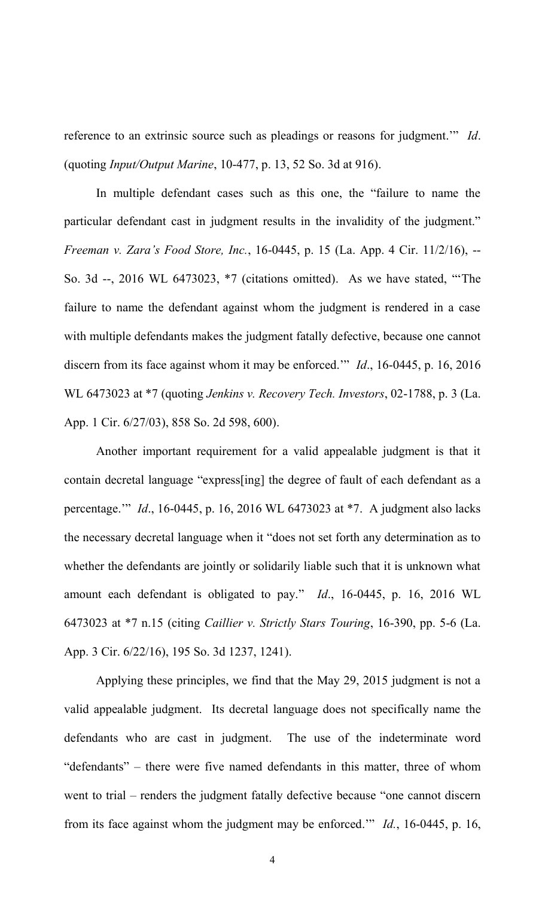reference to an extrinsic source such as pleadings or reasons for judgment.'" *Id*. (quoting *Input/Output Marine*, 10-477, p. 13, 52 So. 3d at 916).

In multiple defendant cases such as this one, the "failure to name the particular defendant cast in judgment results in the invalidity of the judgment." *Freeman v. Zara's Food Store, Inc.*, 16-0445, p. 15 (La. App. 4 Cir. 11/2/16), -- So. 3d --, 2016 WL 6473023, *7 (citations omitted). As we have stated, "'The failure to name the defendant against whom the judgment is rendered in a case with multiple defendants makes the judgment fatally defective, because one cannot discern from its face against whom it may be enforced.'" *Id*., 16-0445, p. 16, 2016 WL 6473023 at *7 (quoting *Jenkins v. Recovery Tech. Investors*, 02-1788, p. 3 (La. App. 1 Cir. 6/27/03), 858 So. 2d 598, 600).

Another important requirement for a valid appealable judgment is that it contain decretal language "express[ing] the degree of fault of each defendant as a percentage.'" *Id*., 16-0445, p. 16, 2016 WL 6473023 at *7. A judgment also lacks the necessary decretal language when it "does not set forth any determination as to whether the defendants are jointly or solidarily liable such that it is unknown what amount each defendant is obligated to pay." *Id*., 16-0445, p. 16, 2016 WL 6473023 at *7 n.15 (citing *Caillier v. Strictly Stars Touring*, 16-390, pp. 5-6 (La. App. 3 Cir. 6/22/16), 195 So. 3d 1237, 1241).

Applying these principles, we find that the May 29, 2015 judgment is not a valid appealable judgment. Its decretal language does not specifically name the defendants who are cast in judgment. The use of the indeterminate word "defendants" – there were five named defendants in this matter, three of whom went to trial – renders the judgment fatally defective because "one cannot discern from its face against whom the judgment may be enforced.'" *Id.*, 16-0445, p. 16,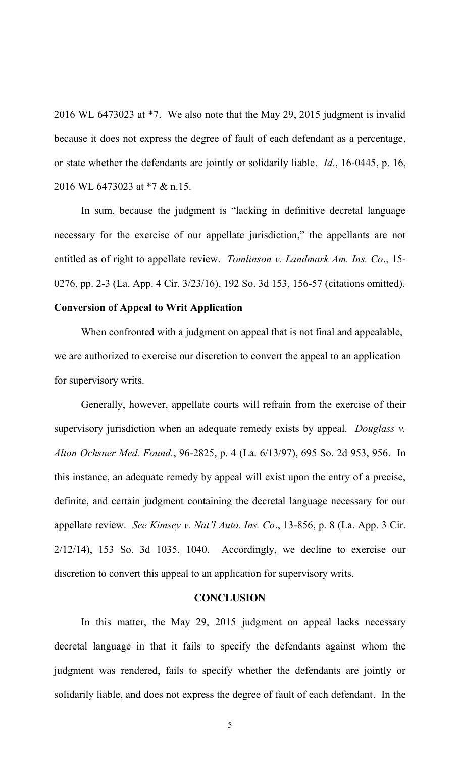2016 WL 6473023 at *7. We also note that the May 29, 2015 judgment is invalid because it does not express the degree of fault of each defendant as a percentage, or state whether the defendants are jointly or solidarily liable. *Id*., 16-0445, p. 16, 2016 WL 6473023 at *7 & n.15.

In sum, because the judgment is "lacking in definitive decretal language necessary for the exercise of our appellate jurisdiction," the appellants are not entitled as of right to appellate review. *Tomlinson v. Landmark Am. Ins. Co*., 15-0276, pp. 2-3 (La. App. 4 Cir. 3/23/16), 192 So. 3d 153, 156-57 (citations omitted).

**Conversion of Appeal to Writ Application**

When confronted with a judgment on appeal that is not final and appealable, we are authorized to exercise our discretion to convert the appeal to an application for supervisory writs.

Generally, however, appellate courts will refrain from the exercise of their supervisory jurisdiction when an adequate remedy exists by appeal. *Douglass v. Alton Ochsner Med. Found.*, 96-2825, p. 4 (La. 6/13/97), 695 So. 2d 953, 956. In this instance, an adequate remedy by appeal will exist upon the entry of a precise, definite, and certain judgment containing the decretal language necessary for our appellate review. *See Kimsey v. Nat'l Auto. Ins. Co*., 13-856, p. 8 (La. App. 3 Cir. 2/12/14), 153 So. 3d 1035, 1040. Accordingly, we decline to exercise our discretion to convert this appeal to an application for supervisory writs.

## CONCLUSION

In this matter, the May 29, 2015 judgment on appeal lacks necessary decretal language in that it fails to specify the defendants against whom the judgment was rendered, fails to specify whether the defendants are jointly or solidarily liable, and does not express the degree of fault of each defendant. In the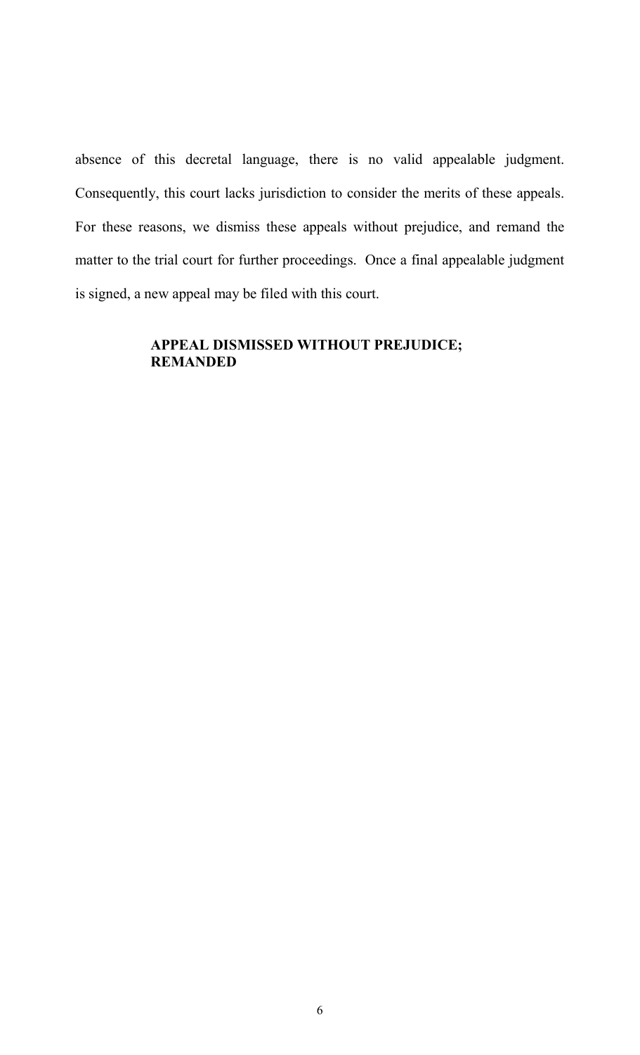absence of this decretal language, there is no valid appealable judgment. Consequently, this court lacks jurisdiction to consider the merits of these appeals. For these reasons, we dismiss these appeals without prejudice, and remand the matter to the trial court for further proceedings. Once a final appealable judgment is signed, a new appeal may be filed with this court.

**APPEAL DISMISSED WITHOUT PREJUDICE; REMANDED**